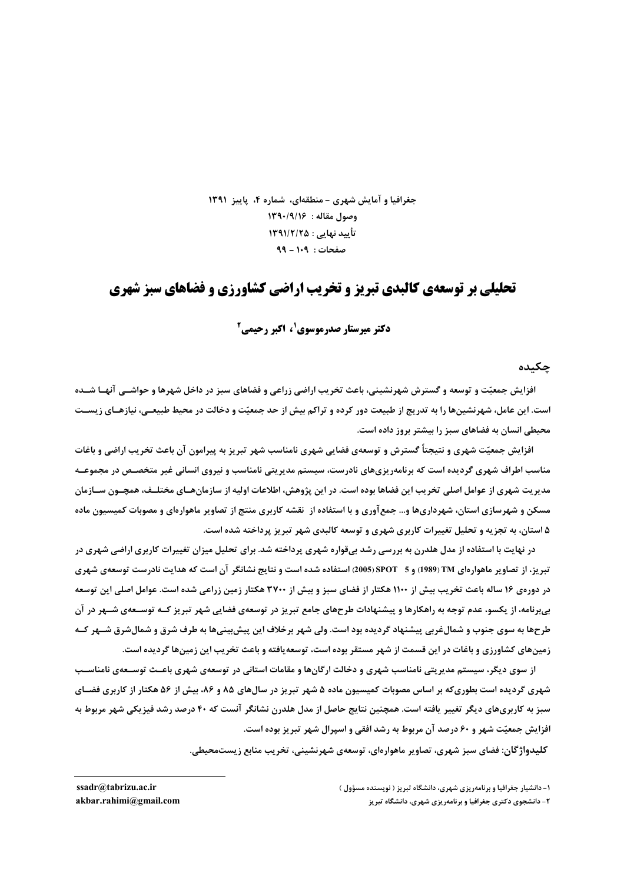جغرافیا و آمایش شهری - منطقه‌ای، شماره ۴، پاییز ۱۳۹۱

وصول مقاله : ۱۳۹۰/۹/۱۶

تأیید نهایی : ۱۳۹۱/۲/۲۵

صفحات : ۱۰۹ - ۹۹

# تحلیلی بر توسعه‌ی کالبدی تبریز و تخریب اراضی کشاورزی و فضاهای سبز شهری

**دکتر میرستار صدرموسوی[1]، اکبر رحیمی[2]**

## چکیده

افزایش جمعیّت و توسعه و گسترش شهرنشینی، باعث تخریب اراضی زراعی و فضاهای سبز در داخل شهرها و حواشـی آنهـا شـده است. این عامل، شهرنشین‌ها را به تدریج از طبیعت دور کرده و تراکم بیش از حد جمعیّت و دخالت در محیط طبیعـی، نیازهـای زیسـت محیطی انسان به فضاهای سبز را بیشتر بروز داده است.

افزایش جمعیّت شهری و نتیجتاً گسترش و توسعه‌ی فضایی شهری نامناسب شهر تبریز به پیرامون آن باعث تخریب اراضی و باغات مناسب اطراف شهری گردیده است که برنامه‌ریزی‌های نادرست، سیستم مدیریتی نامناسب و نیروی انسانی غیر متخصـص در مجموعـه مدیریت شهری از عوامل اصلی تخریب این فضاها بوده است. در این پژوهش، اطلاعات اولیه از سازمان‌هـای مختلـف، همچـون سـازمان مسکن و شهرسازی استان، شهرداری‌ها و... جمع‌آوری و با استفاده از نقشه کاربری منتج از تصاویر ماهواره‌ای و مصوبات کمیسیون ماده ۵ استان، به تجزیه و تحلیل تغییرات کاربری شهری و توسعه کالبدی شهر تبریز پرداخته شده است.

در نهایت با استفاده از مدل هلدرن به بررسی رشد بی‌قواره شهری پرداخته شد. برای تحلیل میزان تغییرات کاربری اراضی شهری در تبریز، از تصاویر ماهواره‌ای TM (1989) و SPOT 5 (2005) استفاده شده است و نتایج نشانگر آن است که هدایت نادرست توسعه‌ی شهری در دوره‌ی ۱۶ ساله باعث تخریب بیش از ۱۱۰۰ هکتار از فضای سبز و بیش از ۳۷۰۰ هکتار زمین زراعی شده است. عوامل اصلی این توسعه بی‌برنامه، از یکسو، عدم توجه به راهکارها و پیشنهادات طرح‌های جامع تبریز در توسعه‌ی فضایی شهر تبریز کـه توسـعه‌ی شـهر در آن طرح‌ها به سوی جنوب و شمال‌غربی پیشنهاد گردیده بود است. ولی شهر برخلاف این پیش‌بینی‌ها به طرف شرق و شمال‌شرق شـهر کـه زمین‌های کشاورزی و باغات در این قسمت از شهر مستقر بوده است، توسعه‌یافته و باعث تخریب این زمین‌ها گردیده است.

از سوی دیگر، سیستم مدیریتی نامناسب شهری و دخالت ارگان‌ها و مقامات استانی در توسعه‌ی شهری باعـث توسـعه‌ی نامناسـب شهری گردیده است بطوری‌که بر اساس مصوبات کمیسیون ماده ۵ شهر تبریز در سال‌های ۸۵ و ۸۶، بیش از ۵۶ هکتار از کاربری فضـای سبز به کاربری‌های دیگر تغییر یافته است. همچنین نتایج حاصل از مدل هلدرن نشانگر آنست که ۴۰ درصد رشد فیزیکی شهر مربوط به افزایش جمعیّت شهر و ۶۰ درصد آن مربوط به رشد افقی و اسپرال شهر تبریز بوده است.

**کلیدواژگان:** فضای سبز شهری، تصاویر ماهواره‌ای، توسعه‌ی شهرنشینی، تخریب منابع زیست‌محیطی.

---

[1]- دانشیار جغرافیا و برنامه‌ریزی شهری، دانشگاه تبریز ( نویسنده مسؤول ) ssadr@tabrizu.ac.ir

[2]- دانشجوی دکتری جغرافیا و برنامه‌ریزی شهری، دانشگاه تبریز akbar.rahimi@gmail.com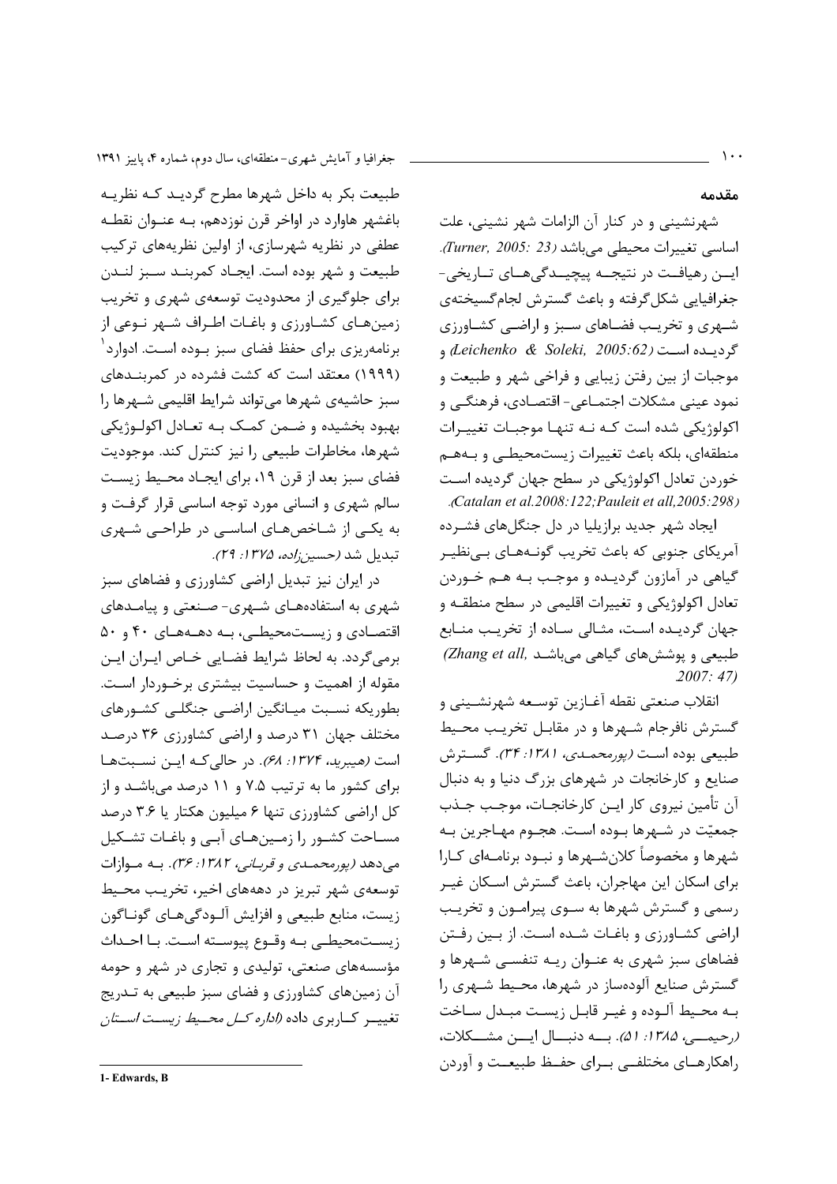## مقدمه

شهرنشینی و در کنار آن الزامات شهر نشینی، علت اساسی تغییرات محیطی می‌باشد *(Turner, 2005: 23)*. این رهیافت در نتیجه پیچیدگی‌های تاریخی- جغرافیایی شکل‌گرفته و باعث گسترش لجام‌گسیخته‌ی شهری و تخریب فضاهای سبز و اراضی کشاورزی گردیده است *(Leichenko & Soleki, 2005:62)* و موجبات از بین رفتن زیبایی و فراخی شهر و طبیعت و نمود عینی مشکلات اجتماعی- اقتصادی، فرهنگی و اکولوژیکی شده است که نه تنها موجبات تغییرات منطقه‌ای، بلکه باعث تغییرات زیست‌محیطی و به‌هم خوردن تعادل اکولوژیکی در سطح جهان گردیده است *(Catalan et al.2008:122;Pauleit et all,2005:298)*.

ایجاد شهر جدید برازیلیا در دل جنگل‌های فشرده آمریکای جنوبی که باعث تخریب گونه‌های بی‌نظیر گیاهی در آمازون گردیده و موجب به هم خوردن تعادل اکولوژیکی و تغییرات اقلیمی در سطح منطقه و جهان گردیده است، مثالی ساده از تخریب منابع طبیعی و پوشش‌های گیاهی می‌باشد *(Zhang et all, 2007: 47)*

انقلاب صنعتی نقطه آغازین توسعه شهرنشینی و گسترش نافرجام شهرها و در مقابل تخریب محیط طبیعی بوده است *(پورمحمدی، ۱۳۸۱: ۳۴)*. گسترش صنایع و کارخانجات در شهرهای بزرگ دنیا و به دنبال آن تأمین نیروی کار این کارخانجات، موجب جذب جمعیّت در شهرها بوده است. هجوم مهاجرین به شهرها و مخصوصاً کلان‌شهرها و نبود برنامه‌ای کارا برای اسکان این مهاجران، باعث گسترش اسکان غیر رسمی و گسترش شهرها به سوی پیرامون و تخریب اراضی کشاورزی و باغات شده است. از بین رفتن فضاهای سبز شهری به عنوان ریه تنفسی شهرها و گسترش صنایع آلوده‌ساز در شهرها، محیط شهری را به محیط آلوده و غیر قابل زیست مبدل ساخت *(رحیمی، ۱۳۸۵: ۵۱)*. به دنبال این مشکلات، راهکارهای مختلفی برای حفظ طبیعت و آوردن طبیعت بکر به داخل شهرها مطرح گردید که نظریه باغشهر هاوارد در اواخر قرن نوزدهم، به عنوان نقطه عطفی در نظریه شهرسازی، از اولین نظریه‌های ترکیب طبیعت و شهر بوده است. ایجاد کمربند سبز لندن برای جلوگیری از محدودیت توسعه‌ی شهری و تخریب زمین‌های کشاورزی و باغات اطراف شهر نوعی از برنامه‌ریزی برای حفظ فضای سبز بوده است. ادوارد[1] (۱۹۹۹) معتقد است که کشت فشرده در کمربندهای سبز حاشیه‌ی شهرها می‌تواند شرایط اقلیمی شهرها را بهبود بخشیده و ضمن کمک به تعادل اکولوژیکی شهرها، مخاطرات طبیعی را نیز کنترل کند. موجودیت فضای سبز بعد از قرن ۱۹، برای ایجاد محیط زیست سالم شهری و انسانی مورد توجه اساسی قرار گرفت و به یکی از شاخص‌های اساسی در طراحی شهری تبدیل شد *(حسین‌زاده، ۱۳۷۵: ۲۹)*.

در ایران نیز تبدیل اراضی کشاورزی و فضاهای سبز شهری به استفاده‌های شهری- صنعتی و پیامدهای اقتصادی و زیست‌محیطی، به دهه‌های ۴۰ و ۵۰ برمی‌گردد. به لحاظ شرایط فضایی خاص ایران این مقوله از اهمیت و حساسیت بیشتری برخوردار است. بطوریکه نسبت میانگین اراضی جنگلی کشورهای مختلف جهان ۳۱ درصد و اراضی کشاورزی ۳۶ درصد است *(هیبرید، ۱۳۷۴: ۶۸)*. در حالی‌که این نسبت‌ها برای کشور ما به ترتیب ۷.۵ و ۱۱ درصد می‌باشد و از کل اراضی کشاورزی تنها ۶ میلیون هکتار یا ۳.۶ درصد مساحت کشور را زمین‌های آبی و باغات تشکیل می‌دهد *(پورمحمدی و قربانی، ۱۳۸۲: ۳۶)*. به موازات توسعه‌ی شهر تبریز در دهه‌های اخیر، تخریب محیط زیست، منابع طبیعی و افزایش آلودگی‌های گوناگون زیست‌محیطی به وقوع پیوسته است. با احداث مؤسسه‌های صنعتی، تولیدی و تجاری در شهر و حومه آن زمین‌های کشاورزی و فضای سبز طبیعی به تدریج تغییر کاربری داده *(اداره کل محیط زیست استان*

---

1- Edwards, B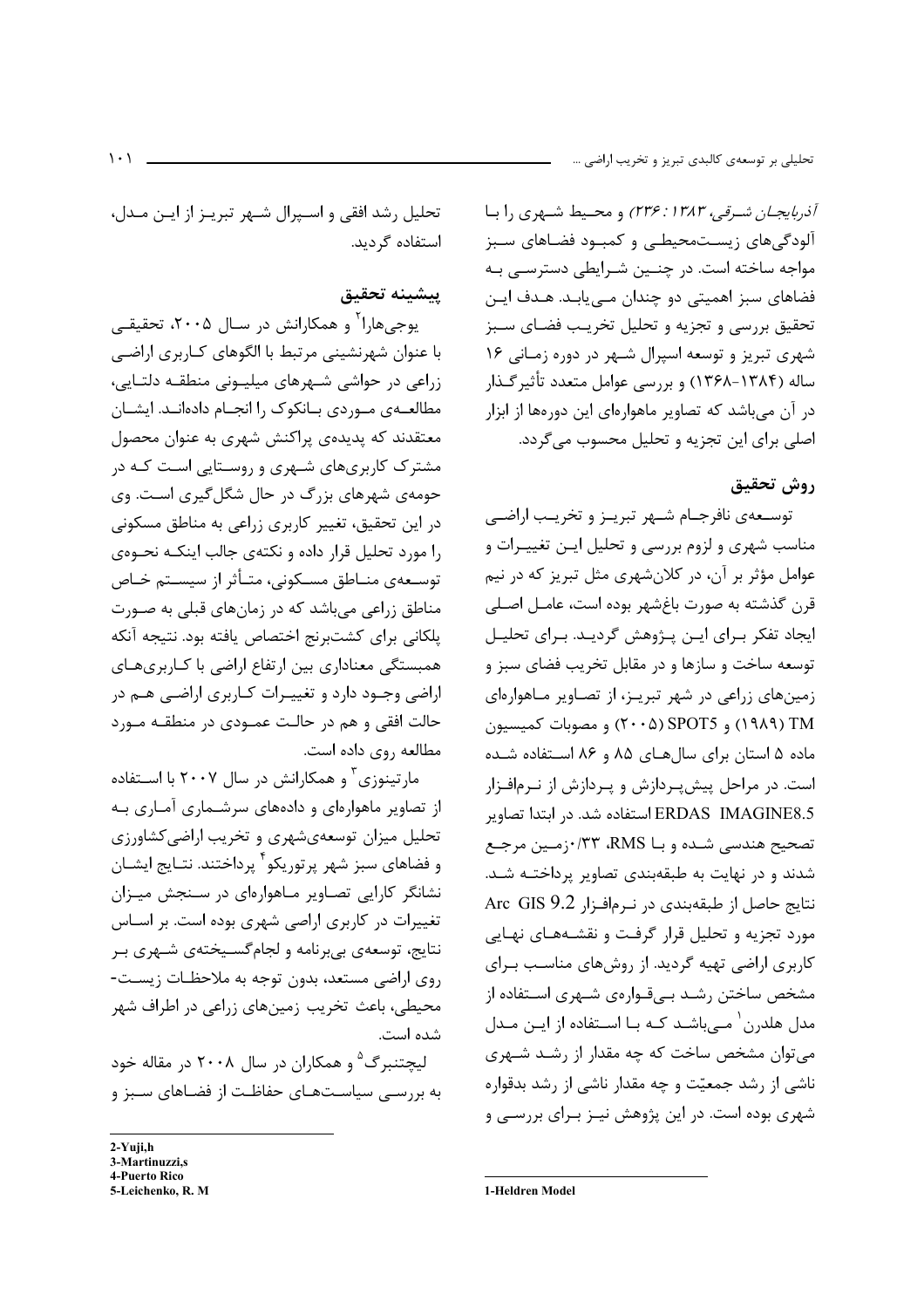*آذربایجان شرقی، ۱۳۸۳: ۲۳۶)* و محیط شهری را با آلودگی‌های زیست‌محیطی و کمبود فضاهای سبز مواجه ساخته است. در چنین شرایطی دسترسی به فضاهای سبز اهمیتی دو چندان می‌یابد. هدف این تحقیق بررسی و تجزیه و تحلیل تخریب فضای سبز شهری تبریز و توسعه اسپرال شهر در دوره زمانی ۱۶ ساله (۱۳۶۸-۱۳۸۴) و بررسی عوامل متعدد تأثیرگذار در آن می‌باشد که تصاویر ماهواره‌ای این دوره‌ها از ابزار اصلی برای این تجزیه و تحلیل محسوب می‌گردد.

## روش تحقیق

توسعه‌ی نافرجام شهر تبریز و تخریب اراضی مناسب شهری و لزوم بررسی و تحلیل این تغییرات و عوامل مؤثر بر آن، در کلان‌شهری مثل تبریز که در نیم قرن گذشته به صورت باغ‌شهر بوده است، عامل اصلی ایجاد تفکر برای این پژوهش گردید. برای تحلیل توسعه ساخت و سازها و در مقابل تخریب فضای سبز و زمین‌های زراعی در شهر تبریز، از تصاویر ماهواره‌ای TM (۱۹۸۹) و SPOT5 (۲۰۰۵) و مصوبات کمیسیون ماده ۵ استان برای سال‌های ۸۵ و ۸۶ استفاده شده است. در مراحل پیش‌پردازش و پردازش از نرم‌افزار ERDAS IMAGINE8.5 استفاده شد. در ابتدا تصاویر تصحیح هندسی شده و با RMS، ۰/۳۳زمین مرجع شدند و در نهایت به طبقه‌بندی تصاویر پرداخته شد. نتایج حاصل از طبقه‌بندی در نرم‌افزار Arc GIS 9.2 مورد تجزیه و تحلیل قرار گرفت و نقشه‌های نهایی کاربری اراضی تهیه گردید. از روش‌های مناسب برای مشخص ساختن رشد بی‌قواره‌ی شهری استفاده از مدل هلدرن[1] می‌باشد که با استفاده از این مدل می‌توان مشخص ساخت که چه مقدار از رشد شهری ناشی از رشد جمعیّت و چه مقدار ناشی از رشد بدقواره شهری بوده است. در این پژوهش نیز برای بررسی و تحلیل رشد افقی و اسپرال شهر تبریز از این مدل، استفاده گردید.

## پیشینه تحقیق

یوجی‌هارا[2] و همکارانش در سال ۲۰۰۵، تحقیقی با عنوان شهرنشینی مرتبط با الگوهای کاربری اراضی زراعی در حواشی شهرهای میلیونی منطقه دلتایی، مطالعه‌ی موردی بانکوک را انجام داده‌اند. ایشان معتقدند که پدیده‌ی پراکنش شهری به عنوان محصول مشترک کاربری‌های شهری و روستایی است که در حومه‌ی شهرهای بزرگ در حال شکل‌گیری است. وی در این تحقیق، تغییر کاربری زراعی به مناطق مسکونی را مورد تحلیل قرار داده و نکته‌ی جالب اینکه نحوه‌ی توسعه‌ی مناطق مسکونی، متأثر از سیستم خاص مناطق زراعی می‌باشد که در زمان‌های قبلی به صورت پلکانی برای کشت‌برنج اختصاص یافته بود. نتیجه آنکه همبستگی معناداری بین ارتفاع اراضی با کاربری‌های اراضی وجود دارد و تغییرات کاربری اراضی هم در حالت افقی و هم در حالت عمودی در منطقه مورد مطالعه روی داده است.

مارتینوزی[3] و همکارانش در سال ۲۰۰۷ با استفاده از تصاویر ماهواره‌ای و داده‌های سرشماری آماری به تحلیل میزان توسعه‌ی‌شهری و تخریب اراضی‌کشاورزی و فضاهای سبز شهر پرتوریکو[4] پرداختند. نتایج ایشان نشانگر کارایی تصاویر ماهواره‌ای در سنجش میزان تغییرات در کاربری اراضی شهری بوده است. بر اساس نتایج، توسعه‌ی بی‌برنامه و لجام‌گسیخته‌ی شهری بر روی اراضی مستعد، بدون توجه به ملاحظات زیست-محیطی، باعث تخریب زمین‌های زراعی در اطراف شهر شده است.

لیچتنبرگ[5] و همکاران در سال ۲۰۰۸ در مقاله خود به بررسی سیاست‌های حفاظت از فضاهای سبز و

---

1-Heldren Model

2-Yuji,h

3-Martinuzzi,s

4-Puerto Rico

5-Leichenko, R. M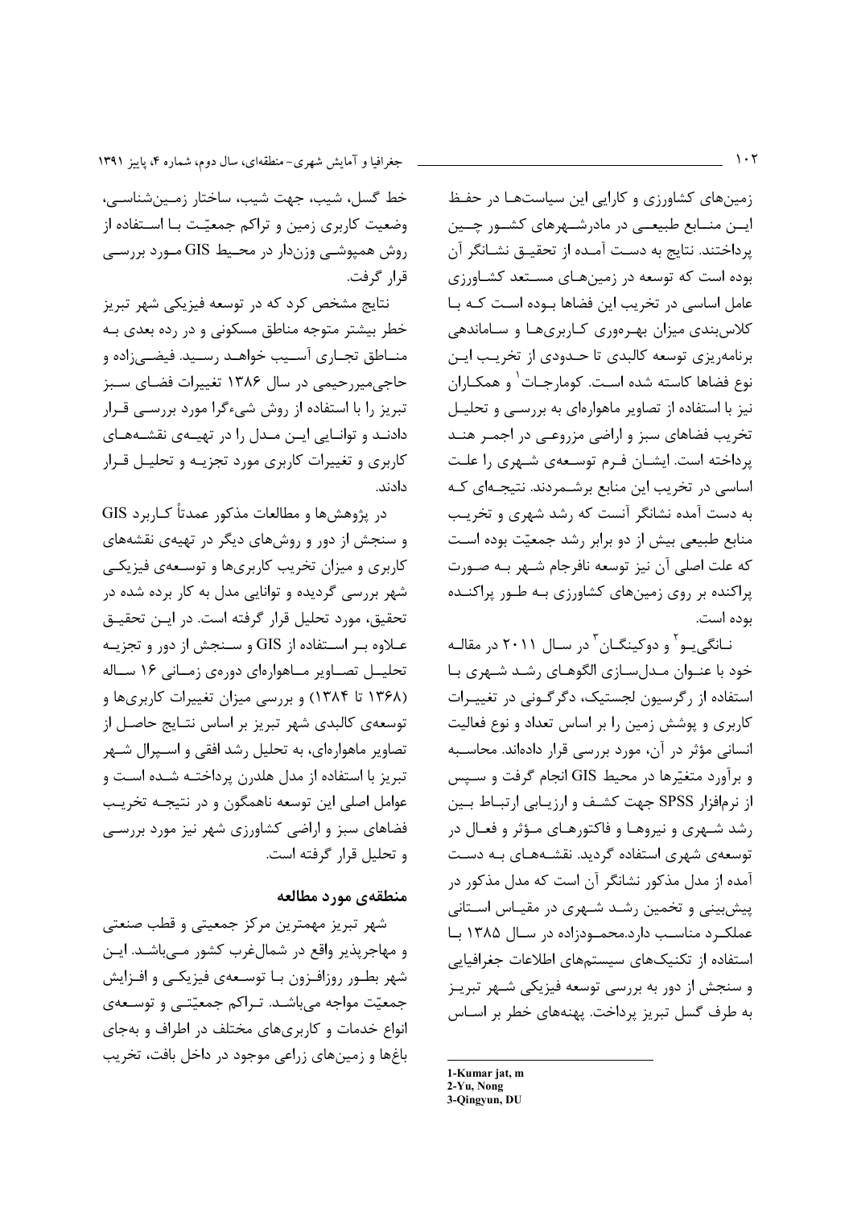زمین‌های کشاورزی و کارایی این سیاست‌ها در حفظ این منابع طبیعی در مادرشهرهای کشور چین پرداختند. نتایج به دست آمده از تحقیق نشانگر آن بوده است که توسعه در زمین‌های مستعد کشاورزی عامل اساسی در تخریب این فضاها بوده است که با کلاس‌بندی میزان بهره‌وری کاربری‌ها و ساماندهی برنامه‌ریزی توسعه کالبدی تا حدودی از تخریب این نوع فضاها کاسته شده است. کومارجات[1] و همکاران نیز با استفاده از تصاویر ماهواره‌ای به بررسی و تحلیل تخریب فضاهای سبز و اراضی مزروعی در اجمر هند پرداخته است. ایشان فرم توسعه‌ی شهری را علت اساسی در تخریب این منابع برشمردند. نتیجه‌ای که به دست آمده نشانگر آنست که رشد شهری و تخریب منابع طبیعی بیش از دو برابر رشد جمعیّت بوده است که علت اصلی آن نیز توسعه نافرجام شهر به صورت پراکنده بر روی زمین‌های کشاورزی به طور پراکنده بوده است.

نانگی‌یو[2] و دوکینگان[3] در سال ۲۰۱۱ در مقاله خود با عنوان مدل‌سازی الگوهای رشد شهری با استفاده از رگرسیون لجستیک، دگرگونی در تغییرات کاربری و پوشش زمین را بر اساس تعداد و نوع فعالیت انسانی مؤثر در آن، مورد بررسی قرار داده‌اند. محاسبه و برآورد متغیّرها در محیط GIS انجام گرفت و سپس از نرم‌افزار SPSS جهت کشف و ارزیابی ارتباط بین رشد شهری و نیروها و فاکتورهای مؤثر و فعال در توسعه‌ی شهری استفاده گردید. نقشه‌های به دست آمده از مدل مذکور نشانگر آن است که مدل مذکور در پیش‌بینی و تخمین رشد شهری در مقیاس استانی عملکرد مناسب دارد.محمودزاده در سال ۱۳۸۵ با استفاده از تکنیک‌های سیستم‌های اطلاعات جغرافیایی و سنجش از دور به بررسی توسعه فیزیکی شهر تبریز به طرف گسل تبریز پرداخت. پهنه‌های خطر بر اساس خط گسل، شیب، جهت شیب، ساختار زمین‌شناسی، وضعیت کاربری زمین و تراکم جمعیّت با استفاده از روش همپوشی وزن‌دار در محیط GIS مورد بررسی قرار گرفت.

نتایج مشخص کرد که در توسعه فیزیکی شهر تبریز خطر بیشتر متوجه مناطق مسکونی و در رده بعدی به مناطق تجاری آسیب خواهد رسید. فیضی‌زاده و حاجی‌میررحیمی در سال ۱۳۸۶ تغییرات فضای سبز تبریز را با استفاده از روش شیء‌گرا مورد بررسی قرار دادند و توانایی این مدل را در تهیه‌ی نقشه‌های کاربری و تغییرات کاربری مورد تجزیه و تحلیل قرار دادند.

در پژوهش‌ها و مطالعات مذکور عمدتاً کاربرد GIS و سنجش از دور و روش‌های دیگر در تهیه‌ی نقشه‌های کاربری و میزان تخریب کاربری‌ها و توسعه‌ی فیزیکی شهر بررسی گردیده و توانایی مدل به کار برده شده در تحقیق، مورد تحلیل قرار گرفته است. در این تحقیق علاوه بر استفاده از GIS و سنجش از دور و تجزیه تحلیل تصاویر ماهواره‌ای دوره‌ی زمانی ۱۶ ساله (۱۳۶۸ تا ۱۳۸۴) و بررسی میزان تغییرات کاربری‌ها و توسعه‌ی کالبدی شهر تبریز بر اساس نتایج حاصل از تصاویر ماهواره‌ای، به تحلیل رشد افقی و اسپرال شهر تبریز با استفاده از مدل هلدرن پرداخته شده است و عوامل اصلی این توسعه ناهمگون و در نتیجه تخریب فضاهای سبز و اراضی کشاورزی شهر نیز مورد بررسی و تحلیل قرار گرفته است.

## منطقه‌ی مورد مطالعه

شهر تبریز مهمترین مرکز جمعیتی و قطب صنعتی و مهاجرپذیر واقع در شمال‌غرب کشور می‌باشد. این شهر بطور روزافزون با توسعه‌ی فیزیکی و افزایش جمعیّت مواجه می‌باشد. تراکم جمعیّتی و توسعه‌ی انواع خدمات و کاربری‌های مختلف در اطراف و به‌جای باغ‌ها و زمین‌های زراعی موجود در داخل بافت، تخریب

---

1-Kumar jat, m
2-Yu, Nong
3-Qingyun, DU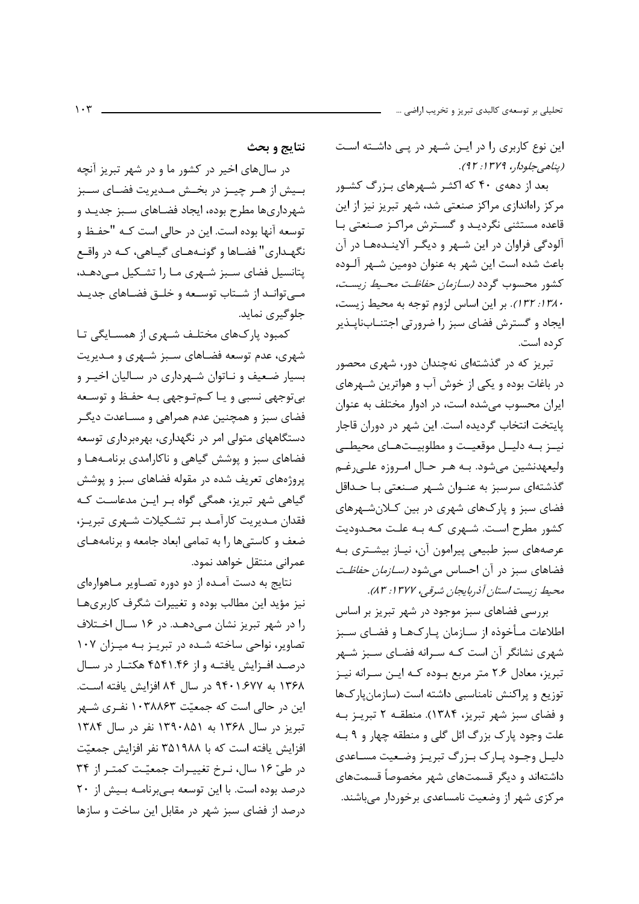این نوع کاربری را در ایـن شـهر در پـی داشـته است *(پناهی‌جلودار، ۱۳۷۹: ۹۲).*

بعد از دهه‌ی ۴۰ که اکثـر شـهرهای بـزرگ کشـور مرکز راه‌اندازی مراکز صنعتی شد، شهر تبریز نیز از این قاعده مستثنی نگردیـد و گسـترش مراکـز صـنعتی بـا آلودگی فراوان در این شـهر و دیگـر آلاینـده‌ها در آن باعث شده است این شهر به عنوان دومین شـهر آلـوده کشور محسوب گردد *(سازمان حفاظت محیط زیست، ۱۳۸۰: ۱۳۲).* بر این اساس لزوم توجه به محیط زیست، ایجاد و گسترش فضای سبز را ضرورتی اجتنـاب‌ناپـذیر کرده است.

تبریز که در گذشته‌ای نه‌چندان دور، شهری محصور در باغات بوده و یکی از خوش آب و هواترین شـهرهای ایران محسوب می‌شده است، در ادوار مختلف به عنوان پایتخت انتخاب گردیده است. این شهر در دوران قاجار نیـز بـه دلیـل موقعیـت و مطلوبیـت‌هـای محیطـی ولیعهدنشین می‌شود. بـه هـر حـال امـروزه علـی‌رغـم گذشته‌ای سرسبز به عنـوان شـهر صـنعتی بـا حـداقل فضای سبز و پارک‌های شهری در بین کـلان‌شـهرهای کشور مطرح اسـت. شـهری کـه بـه علـت محـدودیت عرصه‌های سبز طبیعی پیرامون آن، نیـاز بیشـتری بـه فضاهای سبز در آن احساس می‌شود *(سازمان حفاظت محیط زیست استان آذربایجان شرقی، ۱۳۷۷: ۸۳).*

بررسی فضاهای سبز موجود در شهر تبریز بر اساس اطلاعات مـأخوذه از سـازمان پـارک‌هـا و فضـای سـبز شهری نشانگر آن است کـه سـرانه فضـای سـبز شـهر تبریز، معادل ۲.۶ متر مربع بـوده کـه ایـن سـرانه نیـز توزیع و پراکنش نامناسبی داشته است (سازمان‌پارک‌ها و فضای سبز شهر تبریز، ۱۳۸۴). منطقـه ۲ تبریـز بـه علت وجود پارک بزرگ ائل گلی و منطقه چهار و ۹ بـه دلیـل وجـود پـارک بـزرگ تبریـز وضـعیت مسـاعدی داشته‌اند و دیگر قسمت‌های شهر مخصوصاً قسمت‌های مرکزی شهر از وضعیت نامساعدی برخوردار می‌باشند.

## نتایج و بحث

در سال‌های اخیر در کشور ما و در شهر تبریز آنچه بـیش از هـر چیـز در بخـش مـدیریت فضـای سـبز شهرداری‌ها مطرح بوده، ایجاد فضاهای سـبز جدیـد و توسعه آنها بوده است. این در حالی است کـه "حفـظ و نگهـداری" فضـاها و گونـه‌هـای گیـاهی، کـه در واقـع پتانسیل فضای سـبز شـهری مـا را تشـکیل مـی‌دهـد، مـی‌توانـد از شـتاب توسـعه و خلـق فضـاهای جدیـد جلوگیری نماید.

کمبود پارک‌های مختلـف شـهری از همسـایگی تـا شهری، عدم توسعه فضـاهای سـبز شـهری و مـدیریت بسیار ضـعیف و نـاتوان شـهرداری در سـالیان اخیـر و بی‌توجهی نسبی و یـا کـم‌تـوجهی بـه حفـظ و توسـعه فضای سبز و همچنین عدم همراهی و مسـاعدت دیگـر دستگاههای متولی امر در نگهداری، بهره‌برداری توسعه فضاهای سبز و پوشش گیاهی و ناکارامدی برنامـه‌هـا و پروژه‌های تعریف شده در مقوله فضاهای سبز و پوشش گیاهی شهر تبریز، همگی گواه بـر ایـن مدعاسـت کـه فقدان مـدیریت کارآمـد بـر تشـکیلات شـهری تبریـز، ضعف و کاستی‌ها را به تمامی ابعاد جامعه و برنامه‌هـای عمرانی منتقل خواهد نمود.

نتایج به دست آمـده از دو دوره تصـاویر مـاهواره‌ای نیز مؤید این مطالب بوده و تغییرات شگرف کاربری‌هـا را در شهر تبریز نشان مـی‌دهـد. در ۱۶ سـال اخـتلاف تصاویر، نواحی ساخته شـده در تبریـز بـه میـزان ۱۰۷ درصـد افـزایش یافتـه و از ۴۵۴۱.۴۶ هکتـار در سـال ۱۳۶۸ به ۹۴۰۱.۶۷۷ در سال ۸۴ افزایش یافته اسـت. این در حالی است که جمعیّت ۱۰۳۸۸۶۳ نفـری شـهر تبریز در سال ۱۳۶۸ به ۱۳۹۰۸۵۱ نفر در سال ۱۳۸۴ افزایش یافته است که با ۳۵۱۹۸۸ نفر افزایش جمعیّت در طیّ ۱۶ سال، نـرخ تغییـرات جمعیّـت کمتـر از ۳۴ درصد بوده است. با این توسعه بـی‌برنامـه بـیش از ۲۰ درصد از فضای سبز شهر در مقابل این ساخت و سازها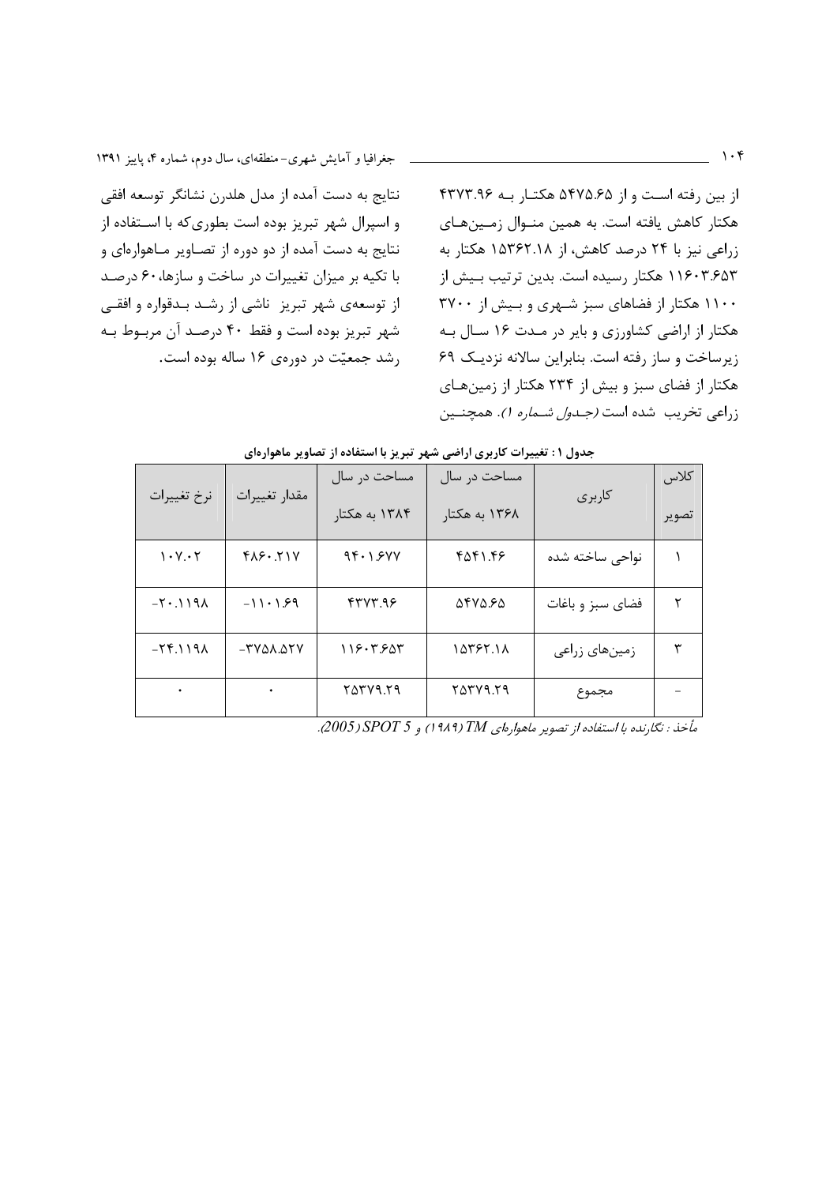از بین رفته است و از ۵۴۷۵.۶۵ هکتار به ۴۳۷۳.۹۶ هکتار کاهش یافته است. به همین منوال زمین‌های زراعی نیز با ۲۴ درصد کاهش، از ۱۵۳۶۲.۱۸ هکتار به ۱۱۶۰۳.۶۵۳ هکتار رسیده است. بدین ترتیب بیش از ۱۱۰۰ هکتار از فضاهای سبز شهری و بیش از ۳۷۰۰ هکتار از اراضی کشاورزی و بایر در مدت ۱۶ سال به زیرساخت و ساز رفته است. بنابراین سالانه نزدیک ۶۹ هکتار از فضای سبز و بیش از ۲۳۴ هکتار از زمین‌های زراعی تخریب شده است *(جدول شماره ۱)*. همچنین نتایج به دست آمده از مدل هلدرن نشانگر توسعه افقی و اسپرال شهر تبریز بوده است بطوری‌که با استفاده از نتایج به دست آمده از دو دوره از تصاویر ماهواره‌ای و با تکیه بر میزان تغییرات در ساخت و سازها، ۶۰ درصد از توسعه‌ی شهر تبریز ناشی از رشد بدقواره و افقی شهر تبریز بوده است و فقط ۴۰ درصد آن مربوط به رشد جمعیّت در دوره‌ی ۱۶ ساله بوده است.

**جدول ۱: تغییرات کاربری اراضی شهر تبریز با استفاده از تصاویر ماهواره‌ای**

| کلاس تصویر | کاربری | مساحت در سال ۱۳۶۸ به هکتار | مساحت در سال ۱۳۸۴ به هکتار | مقدار تغییرات | نرخ تغییرات |
|---|---|---|---|---|---|
| ۱ | نواحی ساخته شده | ۴۵۴۱.۴۶ | ۹۴۰۱.۶۷۷ | ۴۸۶۰.۲۱۷ | ۱۰۷.۰۲ |
| ۲ | فضای سبز و باغات | ۵۴۷۵.۶۵ | ۴۳۷۳.۹۶ | -۱۱۰۱.۶۹ | -۲۰.۱۱۹۸ |
| ۳ | زمین‌های زراعی | ۱۵۳۶۲.۱۸ | ۱۱۶۰۳.۶۵۳ | -۳۷۵۸.۵۲۷ | -۲۴.۱۱۹۸ |
| - | مجموع | ۲۵۳۷۹.۲۹ | ۲۵۳۷۹.۲۹ | ۰ | ۰ |

*مأخذ: نگارنده با استفاده از تصویر ماهواره‌ای TM (۱۹۸۹) و SPOT 5 (2005).*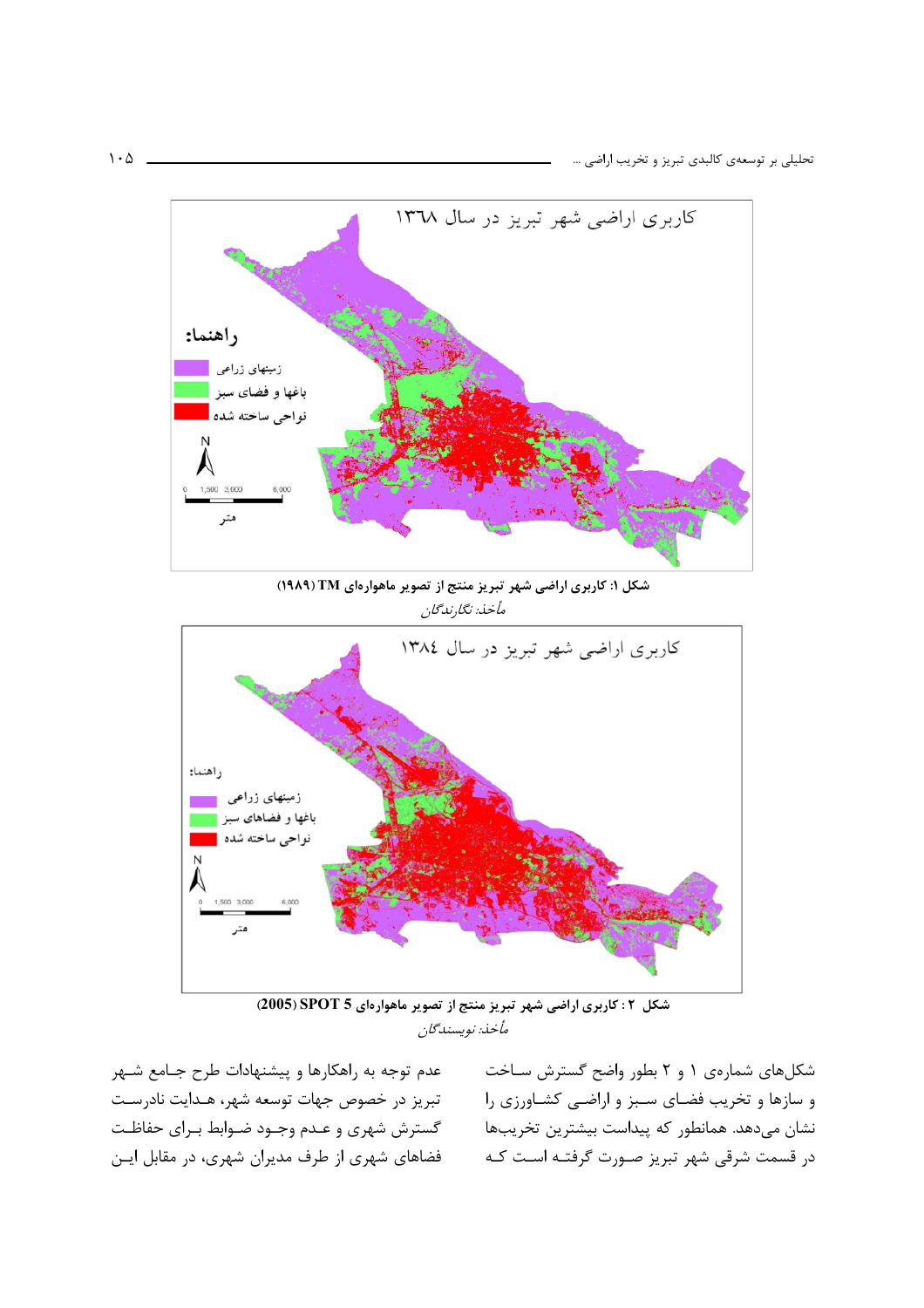شکل ۱: کاربری اراضی شهر تبریز منتج از تصویر ماهواره‌ای TM (۱۹۸۹)

*مأخذ: نگارندگان*

شکل ۲ : کاربری اراضی شهر تبریز منتج از تصویر ماهواره‌ای SPOT 5 (2005)

*مأخذ: نویسندگان*

شکل‌های شماره‌ی ۱ و ۲ بطور واضح گسترش ساخت و سازها و تخریب فضای سبز و اراضی کشاورزی را نشان می‌دهد. همانطور که پیداست بیشترین تخریب‌ها در قسمت شرقی شهر تبریز صورت گرفته است که عدم توجه به راهکارها و پیشنهادات طرح جامع شهر تبریز در خصوص جهات توسعه شهر، هدایت نادرست گسترش شهری و عدم وجود ضوابط برای حفاظت فضاهای شهری از طرف مدیران شهری، در مقابل این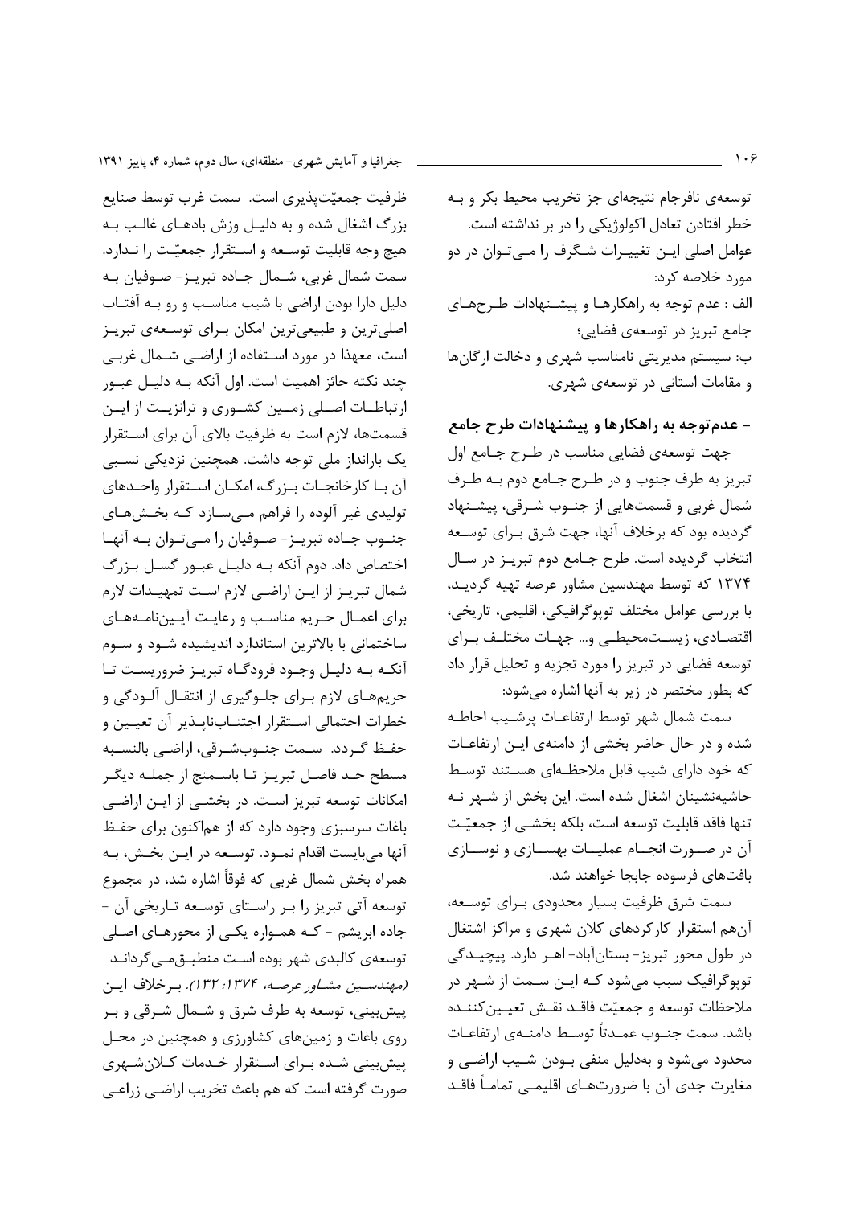توسعه‌ی نافرجام نتیجه‌ای جز تخریب محیط بکر و به خطر افتادن تعادل اکولوژیکی را در بر نداشته است. عوامل اصلی این تغییرات شگرف را می‌توان در دو مورد خلاصه کرد:

الف : عدم توجه به راهکارها و پیشنهادات طرح‌های جامع تبریز در توسعه‌ی فضایی؛

ب: سیستم مدیریتی نامناسب شهری و دخالت ارگان‌ها و مقامات استانی در توسعه‌ی شهری.

## - عدم‌توجه به راهکارها و پیشنهادات طرح جامع

جهت توسعه‌ی فضایی مناسب در طرح جامع اول تبریز به طرف جنوب و در طرح جامع دوم به طرف شمال غربی و قسمت‌هایی از جنوب شرقی، پیشنهاد گردیده بود که برخلاف آنها، جهت شرق برای توسعه انتخاب گردیده است. طرح جامع دوم تبریز در سال ۱۳۷۴ که توسط مهندسین مشاور عرصه تهیه گردید، با بررسی عوامل مختلف توپوگرافیکی، اقلیمی، تاریخی، اقتصادی، زیست‌محیطی و... جهات مختلف برای توسعه فضایی در تبریز را مورد تجزیه و تحلیل قرار داد که بطور مختصر در زیر به آنها اشاره می‌شود:

سمت شمال شهر توسط ارتفاعات پرشیب احاطه شده و در حال حاضر بخشی از دامنه‌ی این ارتفاعات که خود دارای شیب قابل ملاحظه‌ای هستند توسط حاشیه‌نشینان اشغال شده است. این بخش از شهر نه تنها فاقد قابلیت توسعه است، بلکه بخشی از جمعیّت آن در صورت انجام عملیات بهسازی و نوسازی بافت‌های فرسوده جابجا خواهند شد.

سمت شرق ظرفیت بسیار محدودی برای توسعه، آن‌هم استقرار کارکردهای کلان شهری و مراکز اشتغال در طول محور تبریز- بستان‌آباد- اهر دارد. پیچیدگی توپوگرافیک سبب می‌شود که این سمت از شهر در ملاحظات توسعه و جمعیّت فاقد نقش تعیین‌کننده باشد. سمت جنوب عمدتاً توسط دامنه‌ی ارتفاعات محدود می‌شود و به‌دلیل منفی بودن شیب اراضی و مغایرت جدی آن با ضرورت‌های اقلیمی تماماً فاقد ظرفیت جمعیّت‌پذیری است. سمت غرب توسط صنایع بزرگ اشغال شده و به دلیل وزش بادهای غالب به هیچ وجه قابلیت توسعه و استقرار جمعیّت را ندارد. سمت شمال غربی، شمال جاده تبریز- صوفیان به دلیل دارا بودن اراضی با شیب مناسب و رو به آفتاب اصلی‌ترین و طبیعی‌ترین امکان برای توسعه‌ی تبریز است، معهذا در مورد استفاده از اراضی شمال غربی چند نکته حائز اهمیت است. اول آنکه به دلیل عبور ارتباطات اصلی زمین کشوری و ترانزیت از این قسمت‌ها، لازم است به ظرفیت بالای آن برای استقرار یک بارانداز ملی توجه داشت. همچنین نزدیکی نسبی آن با کارخانجات بزرگ، امکان استقرار واحدهای تولیدی غیر آلوده را فراهم می‌سازد که بخش‌های جنوب جاده تبریز- صوفیان را می‌توان به آنها اختصاص داد. دوم آنکه به دلیل عبور گسل بزرگ شمال تبریز از این اراضی لازم است تمهیدات لازم برای اعمال حریم مناسب و رعایت آیین‌نامه‌های ساختمانی با بالاترین استاندارد اندیشیده شود و سوم آنکه به دلیل وجود فرودگاه تبریز ضروریست تا حریم‌های لازم برای جلوگیری از انتقال آلودگی و خطرات احتمالی استقرار اجتناب‌ناپذیر آن تعیین و حفظ گردد. سمت جنوب‌شرقی، اراضی بالنسبه مسطح حد فاصل تبریز تا باسمنج از جمله دیگر امکانات توسعه تبریز است. در بخشی از این اراضی باغات سرسبزی وجود دارد که از هم‌اکنون برای حفظ آنها می‌بایست اقدام نمود. توسعه در این بخش، به همراه بخش شمال غربی که فوقاً اشاره شد، در مجموع توسعه آتی تبریز را بر راستای توسعه تاریخی آن - جاده ابریشم - که همواره یکی از محورهای اصلی توسعه‌ی کالبدی شهر بوده است منطبق‌می‌گرداند *(مهندسین مشاور عرصه، ۱۳۷۴: ۱۳۲)*. برخلاف این پیش‌بینی، توسعه به طرف شرق و شمال شرقی و بر روی باغات و زمین‌های کشاورزی و همچنین در محل پیش‌بینی شده برای استقرار خدمات کلان‌شهری صورت گرفته است که هم باعث تخریب اراضی زراعی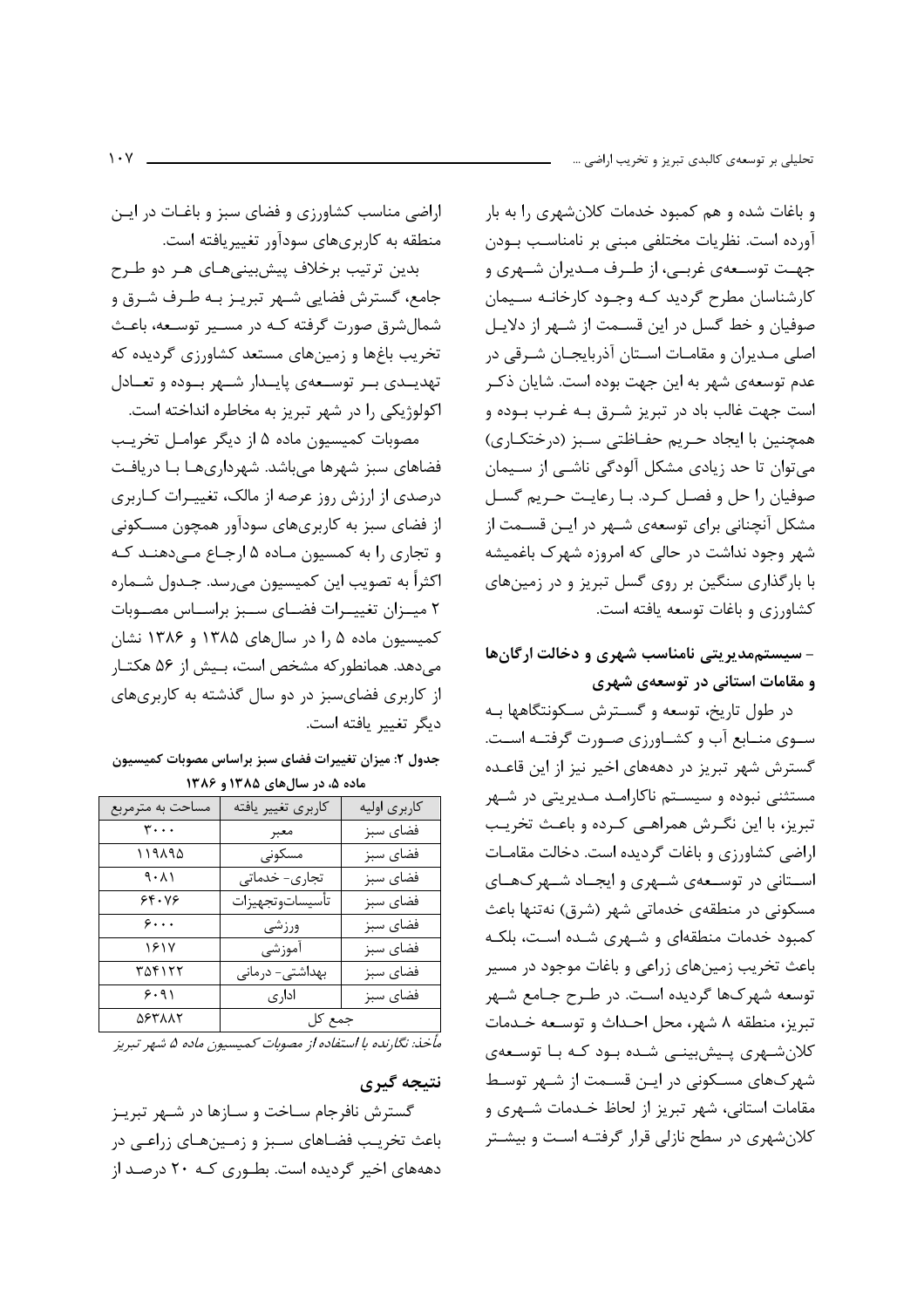و باغات شده و هم کمبود خدمات کلان‌شهری را به بار آورده است. نظریات مختلفی مبنی بر نامناسب بودن جهت توسعه‌ی غربی، از طرف مدیران شهری و کارشناسان مطرح گردید که وجود کارخانه سیمان صوفیان و خط گسل در این قسمت از شهر از دلایل اصلی مدیران و مقامات استان آذربایجان شرقی در عدم توسعه‌ی شهر به این جهت بوده است. شایان ذکر است جهت غالب باد در تبریز شرق به غرب بوده و همچنین با ایجاد حریم حفاظتی سبز (درختکاری) می‌توان تا حد زیادی مشکل آلودگی ناشی از سیمان صوفیان را حل و فصل کرد. با رعایت حریم گسل مشکل آنچنانی برای توسعه‌ی شهر در این قسمت از شهر وجود نداشت در حالی که امروزه شهرک باغمیشه با بارگذاری سنگین بر روی گسل تبریز و در زمین‌های کشاورزی و باغات توسعه یافته است.

### - سیستم‌مدیریتی نامناسب شهری و دخالت ارگان‌ها و مقامات استانی در توسعه‌ی شهری

در طول تاریخ، توسعه و گسترش سکونتگاهها به سوی منابع آب و کشاورزی صورت گرفته است. گسترش شهر تبریز در دهه‌های اخیر نیز از این قاعده مستثنی نبوده و سیستم ناکارامد مدیریتی در شهر تبریز، با این نگرش همراهی کرده و باعث تخریب اراضی کشاورزی و باغات گردیده است. دخالت مقامات استانی در توسعه‌ی شهری و ایجاد شهرک‌های مسکونی در منطقه‌ی خدماتی شهر (شرق) نه‌تنها باعث کمبود خدمات منطقه‌ای و شهری شده است، بلکه باعث تخریب زمین‌های زراعی و باغات موجود در مسیر توسعه شهرک‌ها گردیده است. در طرح جامع شهر تبریز، منطقه ۸ شهر، محل احداث و توسعه خدمات کلان‌شهری پیش‌بینی شده بود که با توسعه‌ی شهرک‌های مسکونی در این قسمت از شهر توسط مقامات استانی، شهر تبریز از لحاظ خدمات شهری و کلان‌شهری در سطح نازلی قرار گرفته است و بیشتر اراضی مناسب کشاورزی و فضای سبز و باغات در این منطقه به کاربری‌های سودآور تغییریافته است.

بدین ترتیب برخلاف پیش‌بینی‌های هر دو طرح جامع، گسترش فضایی شهر تبریز به طرف شرق و شمال‌شرق صورت گرفته که در مسیر توسعه، باعث تخریب باغ‌ها و زمین‌های مستعد کشاورزی گردیده که تهدیدی بر توسعه‌ی پایدار شهر بوده و تعادل اکولوژیکی را در شهر تبریز به مخاطره انداخته است.

مصوبات کمیسیون ماده ۵ از دیگر عوامل تخریب فضاهای سبز شهرها می‌باشد. شهرداری‌ها با دریافت درصدی از ارزش روز عرصه از مالک، تغییرات کاربری از فضای سبز به کاربری‌های سودآور همچون مسکونی و تجاری را به کمسیون ماده ۵ ارجاع می‌دهند که اکثراً به تصویب این کمیسیون می‌رسد. جدول شماره ۲ میزان تغییرات فضای سبز براساس مصوبات کمیسیون ماده ۵ را در سال‌های ۱۳۸۵ و ۱۳۸۶ نشان می‌دهد. همانطورکه مشخص است، بیش از ۵۶ هکتار از کاربری فضای‌سبز در دو سال گذشته به کاربری‌های دیگر تغییر یافته است.

**جدول ۲: میزان تغییرات فضای سبز براساس مصوبات کمیسیون ماده ۵، در سال‌های ۱۳۸۵ و ۱۳۸۶**

| کاربری اولیه | کاربری تغییر یافته | مساحت به مترمربع |
|---|---|---|
| فضای سبز | معبر | ۳۰۰۰ |
| فضای سبز | مسکونی | ۱۱۹۸۹۵ |
| فضای سبز | تجاری- خدماتی | ۹۰۸۱ |
| فضای سبز | تأسیسات‌وتجهیزات | ۶۴۰۷۶ |
| فضای سبز | ورزشی | ۶۰۰۰ |
| فضای سبز | آموزشی | ۱۶۱۷ |
| فضای سبز | بهداشتی- درمانی | ۳۵۴۱۲۲ |
| فضای سبز | اداری | ۶۰۹۱ |
| جمع کل | | ۵۶۳۸۸۲ |

*مأخذ: نگارنده با استفاده از مصوبات کمیسیون ماده ۵ شهر تبریز*

## نتیجه گیری

گسترش نافرجام ساخت و سازها در شهر تبریز باعث تخریب فضاهای سبز و زمین‌های زراعی در دهه‌های اخیر گردیده است. بطوری که ۲۰ درصد از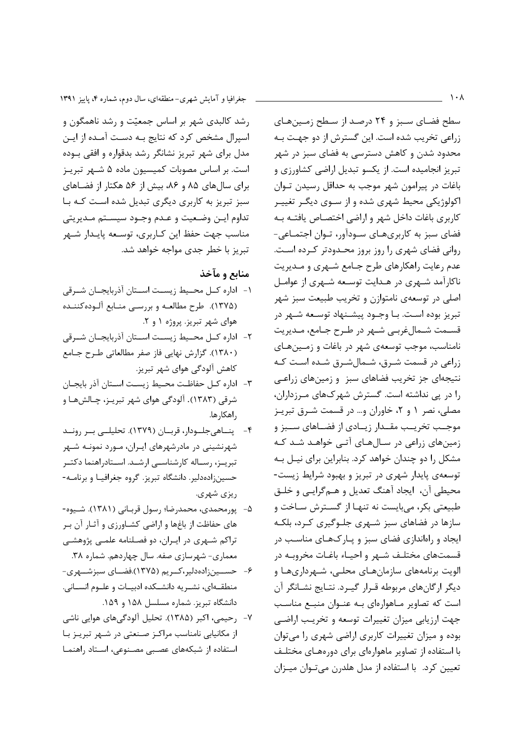سطح فضای سبز و ۲۴ درصد از سطح زمین‌های زراعی تخریب شده است. این گسترش از دو جهت به محدود شدن و کاهش دسترسی به فضای سبز در شهر تبریز انجامیده است. از یکسو تبدیل اراضی کشاورزی و باغات در پیرامون شهر موجب به حداقل رسیدن توان اکولوژیکی محیط شهری شده و از سوی دیگر تغییر کاربری باغات داخل شهر و اراضی اختصاص یافته به فضای سبز به کاربری‌های سودآور، توان اجتماعی- روانی فضای شهری را روز بروز محدودتر کرده است. عدم رعایت راهکارهای طرح جامع شهری و مدیریت ناکارآمد شهری در هدایت توسعه شهری از عوامل اصلی در توسعه‌ی نامتوازن و تخریب طبیعت سبز شهر تبریز بوده است. با وجود پیشنهاد توسعه شهر در قسمت شمال‌غربی شهر در طرح جامع، مدیریت نامناسب، موجب توسعه‌ی شهر در باغات و زمین‌های زراعی در قسمت شرق، شمال‌شرق شده است که نتیجه‌ای جز تخریب فضاهای سبز و زمین‌های زراعی را در پی نداشته است. گسترش شهرک‌های مرزداران، مصلی، نصر ۱ و ۲، خاوران و... در قسمت شرق تبریز موجب تخریب مقدار زیادی از فضاهای سبز و زمین‌های زراعی در سال‌های آتی خواهد شد که مشکل را دو چندان خواهد کرد. بنابراین برای نیل به توسعه‌ی پایدار شهری در تبریز و بهبود شرایط زیست- محیطی آن، ایجاد آهنگ تعدیل و هم‌گرایی و خلق طبیعتی بکر، می‌بایست نه تنها از گسترش ساخت و سازها در فضاهای سبز شهری جلوگیری کرد، بلکه ایجاد و راه‌اندازی فضای سبز و پارک‌های مناسب در قسمت‌های مختلف شهر و احیاء باغات مخروبه در الویت برنامه‌های سازمان‌های محلی، شهرداری‌ها و دیگر ارگان‌های مربوطه قرار گیرد. نتایج نشانگر آن است که تصاویر ماهواره‌ای به عنوان منبع مناسب جهت ارزیابی میزان تغییرات توسعه و تخریب اراضی بوده و میزان تغییرات کاربری اراضی شهری را می‌توان با استفاده از تصاویر ماهواره‌ای برای دوره‌های مختلف تعیین کرد. با استفاده از مدل هلدرن می‌توان میزان رشد کالبدی شهر بر اساس جمعیّت و رشد ناهمگون و اسپرال مشخص کرد که نتایج به دست آمده از این مدل برای شهر تبریز نشانگر رشد بدقواره و افقی بوده است. بر اساس مصوبات کمیسیون ماده ۵ شهر تبریز برای سال‌های ۸۵ و ۸۶، بیش از ۵۶ هکتار از فضاهای سبز تبریز به کاربری دیگری تبدیل شده است که با تداوم این وضعیت و عدم وجود سیستم مدیریتی مناسب جهت حفظ این کاربری، توسعه پایدار شهر تبریز با خطر جدی مواجه خواهد شد.

## منابع و مآخذ

۱- اداره کل محیط زیست استان آذربایجان شرقی (۱۳۷۵). طرح مطالعه و بررسی منابع آلوده‌کننده هوای شهر تبریز. پروژه ۱ و ۲.

۲- اداره کل محیط زیست استان آذربایجان شرقی (۱۳۸۰). گزارش نهایی فاز صفر مطالعاتی طرح جامع کاهش آلودگی هوای شهر تبریز.

۳- اداره کل حفاظت محیط زیست استان آذر بایجان شرقی (۱۳۸۳). آلودگی هوای شهر تبریز، چالش‌ها و راهکارها.

۴- پناهی‌جلودار، قربان (۱۳۷۹). تحلیلی بر روند شهرنشینی در مادرشهرهای ایران، مورد نمونه شهر تبریز، رساله کارشناسی ارشد. استادراهنما دکتر حسین‌زاده‌دلیر. دانشگاه تبریز. گروه جغرافیا و برنامه- ریزی شهری.

۵- پورمحمدی، محمدرضا؛ رسول قربانی (۱۳۸۱). شیوه- های حفاظت از باغ‌ها و اراضی کشاورزی و آثار آن بر تراکم شهری در ایران، دو فصلنامه علمی پژوهشی معماری- شهرسازی صفه. سال چهاردهم. شماره ۳۸.

۶- حسین‌زاده‌دلیر، کریم (۱۳۷۵).فضای سبزشهری- منطقه‌ای، نشریه دانشکده ادبیات و علوم انسانی. دانشگاه تبریز. شماره مسلسل ۱۵۸ و ۱۵۹.

۷- رحیمی، اکبر (۱۳۸۵). تحلیل آلودگی‌های هوایی ناشی از مکانیابی نامناسب مراکز صنعتی در شهر تبریز با استفاده از شبکه‌های عصبی مصنوعی، استاد راهنما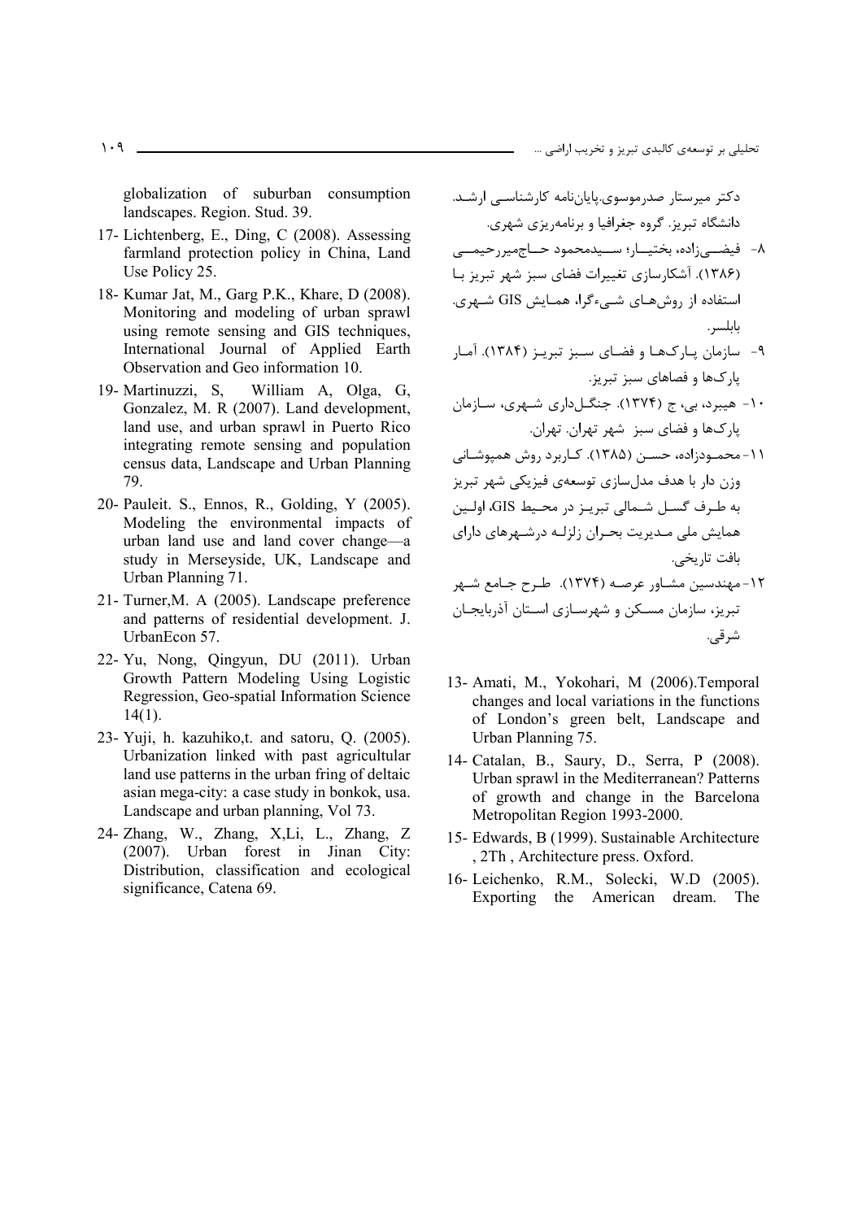دکتر میرستار صدرموسوی.پایان‌نامه کارشناسی ارشد. دانشگاه تبریز. گروه جغرافیا و برنامه‌ریزی شهری.

۸- فیضی‌زاده، بختیار؛ سیدمحمود حاج‌میررحیمی (۱۳۸۶). آشکارسازی تغییرات فضای سبز شهر تبریز با استفاده از روش‌های شیءگرا، همایش GIS شهری. بابلسر.

۹- سازمان پارک‌ها و فضای سبز تبریز (۱۳۸۴). آمار پارک‌ها و فضاهای سبز تبریز.

۱۰- هیبرد، بی، ج (۱۳۷۴). جنگل‌داری شهری، سازمان پارک‌ها و فضای سبز شهر تهران. تهران.

۱۱- محمودزاده، حسن (۱۳۸۵). کاربرد روش همپوشانی وزن دار با هدف مدل‌سازی توسعه‌ی فیزیکی شهر تبریز به طرف گسل شمالی تبریز در محیط GIS، اولین همایش ملی مدیریت بحران زلزله درشهرهای دارای بافت تاریخی.

۱۲- مهندسین مشاور عرصه (۱۳۷۴). طرح جامع شهر تبریز، سازمان مسکن و شهرسازی استان آذربایجان شرقی.

13- Amati, M., Yokohari, M (2006).Temporal changes and local variations in the functions of London's green belt, Landscape and Urban Planning 75.

14- Catalan, B., Saury, D., Serra, P (2008). Urban sprawl in the Mediterranean? Patterns of growth and change in the Barcelona Metropolitan Region 1993-2000.

15- Edwards, B (1999). Sustainable Architecture , 2Th , Architecture press. Oxford.

16- Leichenko, R.M., Solecki, W.D (2005). Exporting the American dream. The globalization of suburban consumption landscapes. Region. Stud. 39.

17- Lichtenberg, E., Ding, C (2008). Assessing farmland protection policy in China, Land Use Policy 25.

18- Kumar Jat, M., Garg P.K., Khare, D (2008). Monitoring and modeling of urban sprawl using remote sensing and GIS techniques, International Journal of Applied Earth Observation and Geo information 10.

19- Martinuzzi, S, William A, Olga, G, Gonzalez, M. R (2007). Land development, land use, and urban sprawl in Puerto Rico integrating remote sensing and population census data, Landscape and Urban Planning 79.

20- Pauleit. S., Ennos, R., Golding, Y (2005). Modeling the environmental impacts of urban land use and land cover change—a study in Merseyside, UK, Landscape and Urban Planning 71.

21- Turner,M. A (2005). Landscape preference and patterns of residential development. J. UrbanEcon 57.

22- Yu, Nong, Qingyun, DU (2011). Urban Growth Pattern Modeling Using Logistic Regression, Geo-spatial Information Science 14(1).

23- Yuji, h. kazuhiko,t. and satoru, Q. (2005). Urbanization linked with past agricultular land use patterns in the urban fring of deltaic asian mega-city: a case study in bonkok, usa. Landscape and urban planning, Vol 73.

24- Zhang, W., Zhang, X,Li, L., Zhang, Z (2007). Urban forest in Jinan City: Distribution, classification and ecological significance, Catena 69.